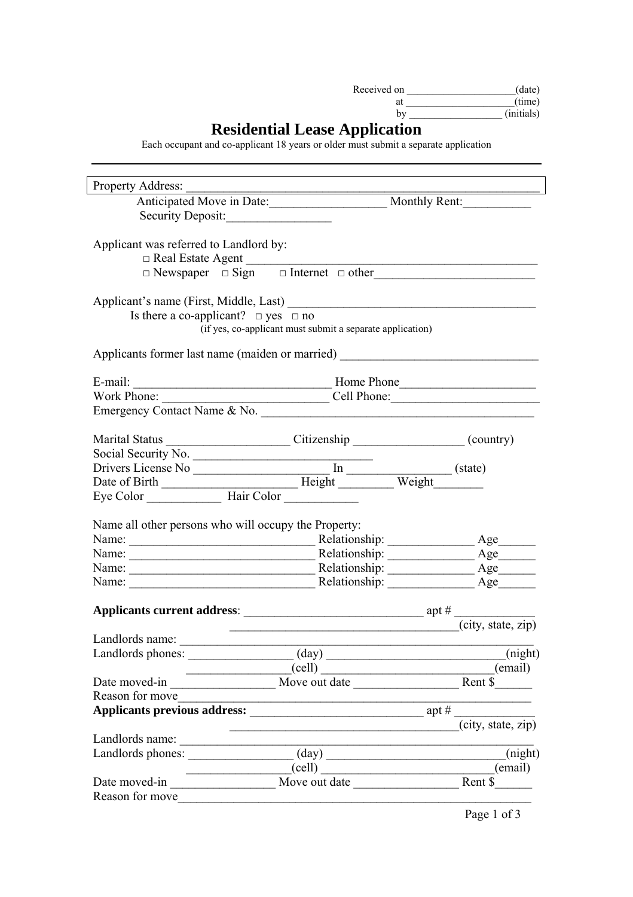Received on ____________________(date)
at ____________________(time)
by __________________ (initials)

# Residential Lease Application

Each occupant and co-applicant 18 years or older must submit a separate application

---

Property Address: ___________________________________________________________

Anticipated Move in Date:__________________ Monthly Rent:___________

Security Deposit:_________________

Applicant was referred to Landlord by:

□ Real Estate Agent _________________________________________________

□ Newspaper □ Sign □ Internet □ other__________________________

Applicant's name (First, Middle, Last) _________________________________________

Is there a co-applicant? □ yes □ no

(if yes, co-applicant must submit a separate application)

Applicants former last name (maiden or married) ________________________________

E-mail: ________________________________ Home Phone______________________

Work Phone: __________________________ Cell Phone:________________________

Emergency Contact Name & No. _____________________________________________

Marital Status ___________________ Citizenship _________________ (country)

Social Security No. ____________________________

Drivers License No ______________________ In ________________ (state)

Date of Birth _____________________ Height ________ Weight________

Eye Color ____________ Hair Color ____________

Name all other persons who will occupy the Property:

Name: _____________________________ Relationship: _____________ Age______

Name: _____________________________ Relationship: _____________ Age______

Name: _____________________________ Relationship: _____________ Age______

Name: _____________________________ Relationship: _____________ Age______

**Applicants current address**: ____________________________ apt # _____________

_____________________________________(city, state, zip)

Landlords name: _____________________________________________________

Landlords phones: ________________ (day) ____________________________(night)

________________(cell) ____________________________(email)

Date moved-in ________________ Move out date ________________ Rent $______

Reason for move________________________________________________________

**Applicants previous address:** ____________________________ apt # _____________

_____________________________________(city, state, zip)

Landlords name: _____________________________________________________

Landlords phones: ________________ (day) ____________________________(night)

________________(cell) ____________________________(email)

Date moved-in ________________ Move out date ________________ Rent $______

Reason for move________________________________________________________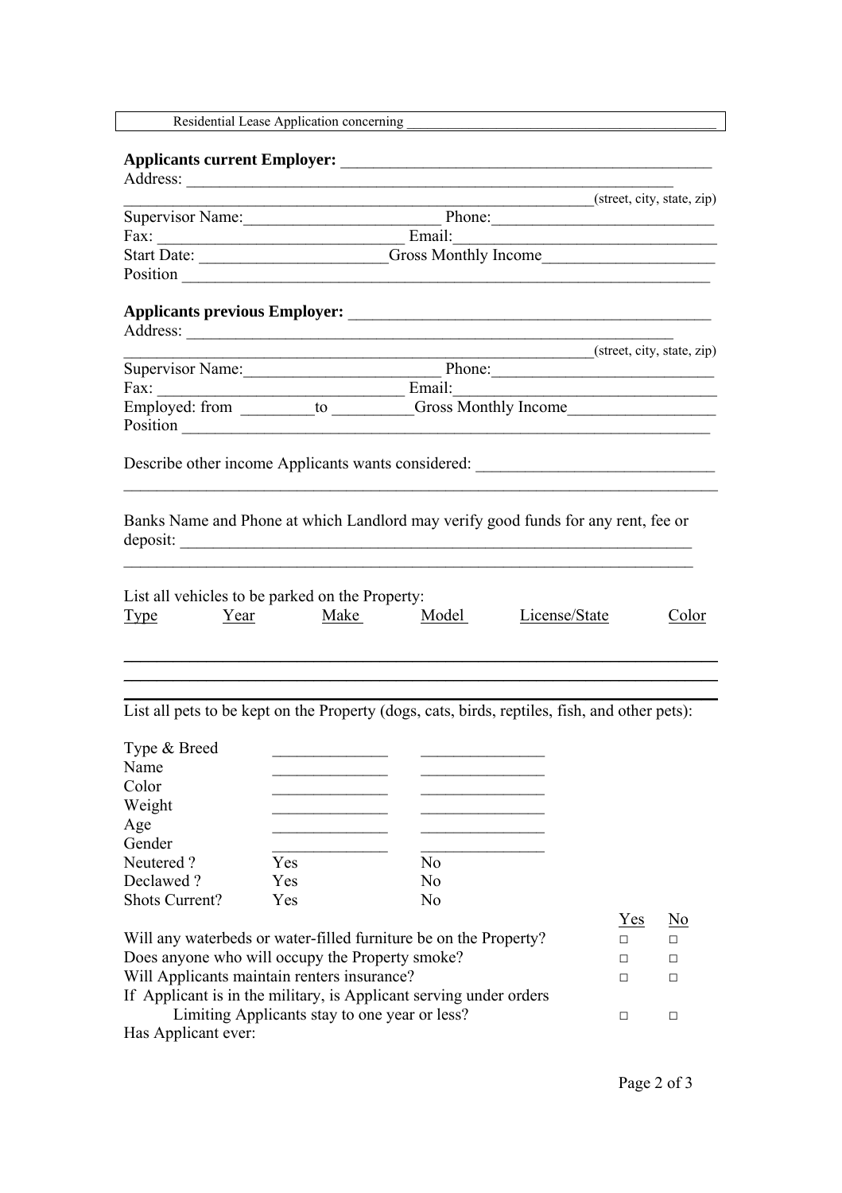Residential Lease Application concerning ____________________________________________

**Applicants current Employer:** ____________________________________________

Address: ____________________________________________________________

____________________________________________________________(street, city, state, zip)

Supervisor Name:______________________ Phone:__________________________

Fax: ____________________________ Email:_____________________________

Start Date: _____________________Gross Monthly Income____________________

Position ______________________________________________________________

**Applicants previous Employer:** ____________________________________________

Address: ____________________________________________________________

____________________________________________________________(street, city, state, zip)

Supervisor Name:______________________ Phone:__________________________

Fax: ____________________________ Email:_____________________________

Employed: from _________to __________Gross Monthly Income_________________

Position ______________________________________________________________

Describe other income Applicants wants considered: ____________________________

______________________________________________________________________

Banks Name and Phone at which Landlord may verify good funds for any rent, fee or deposit: ____________________________________________________________

______________________________________________________________________

List all vehicles to be parked on the Property:

| Type | Year | Make | Model | License/State | Color |
|---|---|---|---|---|---|
| | | | | | |
| | | | | | |
| | | | | | |

List all pets to be kept on the Property (dogs, cats, birds, reptiles, fish, and other pets):

| | | |
|---|---|---|
| Type & Breed | ______________ | _______________ |
| Name | ______________ | _______________ |
| Color | ______________ | _______________ |
| Weight | ______________ | _______________ |
| Age | ______________ | _______________ |
| Gender | ______________ | _______________ |
| Neutered ? | Yes | No |
| Declawed ? | Yes | No |
| Shots Current? | Yes | No |

| | Yes | No |
|---|---|---|
| Will any waterbeds or water-filled furniture be on the Property? | □ | □ |
| Does anyone who will occupy the Property smoke? | □ | □ |
| Will Applicants maintain renters insurance? | □ | □ |
| If Applicant is in the military, is Applicant serving under orders Limiting Applicants stay to one year or less? | □ | □ |

Has Applicant ever: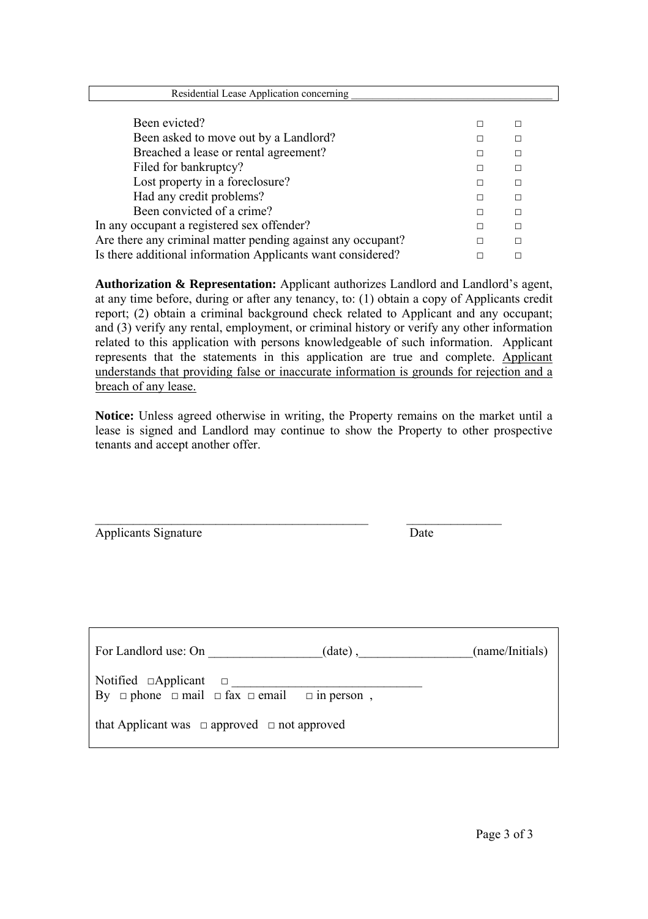Residential Lease Application concerning ___________________________________

| | | |
|---|---|---|
| Been evicted? | □ | □ |
| Been asked to move out by a Landlord? | □ | □ |
| Breached a lease or rental agreement? | □ | □ |
| Filed for bankruptcy? | □ | □ |
| Lost property in a foreclosure? | □ | □ |
| Had any credit problems? | □ | □ |
| Been convicted of a crime? | □ | □ |
| In any occupant a registered sex offender? | □ | □ |
| Are there any criminal matter pending against any occupant? | □ | □ |
| Is there additional information Applicants want considered? | □ | □ |

**Authorization & Representation:** Applicant authorizes Landlord and Landlord's agent, at any time before, during or after any tenancy, to: (1) obtain a copy of Applicants credit report; (2) obtain a criminal background check related to Applicant and any occupant; and (3) verify any rental, employment, or criminal history or verify any other information related to this application with persons knowledgeable of such information. Applicant represents that the statements in this application are true and complete. <u>Applicant understands that providing false or inaccurate information is grounds for rejection and a breach of any lease.</u>

**Notice:** Unless agreed otherwise in writing, the Property remains on the market until a lease is signed and Landlord may continue to show the Property to other prospective tenants and accept another offer.

_____________________________________________ _______________

Applicants Signature Date

For Landlord use: On _________________(date) ,_________________(name/Initials)

Notified □Applicant □ _____________________________

By □ phone □ mail □ fax □ email □ in person ,

that Applicant was □ approved □ not approved